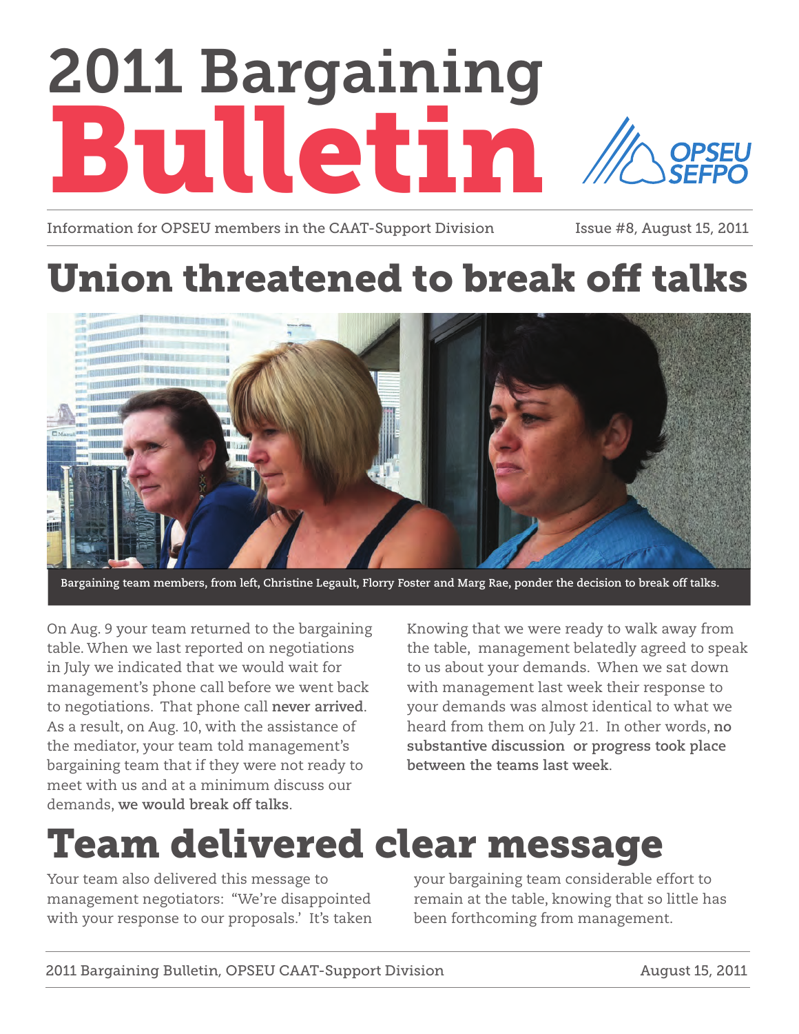# 2011 Bargaining Bulletin

Information for OPSEU members in the CAAT-Support Division

Issue #8, August 15, 2011

## Union threatened to break off talks

Bargaining team members, from left, Christine Legault, Florry Foster and Marg Rae, ponder the decision to break off talks.

On Aug. 9 your team returned to the bargaining table. When we last reported on negotiations in July we indicated that we would wait for management's phone call before we went back to negotiations. That phone call **never arrived**. As a result, on Aug. 10, with the assistance of the mediator, your team told management's bargaining team that if they were not ready to meet with us and at a minimum discuss our demands, **we would break off talks**.

Knowing that we were ready to walk away from the table, management belatedly agreed to speak to us about your demands. When we sat down with management last week their response to your demands was almost identical to what we heard from them on July 21. In other words, **no substantive discussion or progress took place between the teams last week**.

## Team delivered clear message

Your team also delivered this message to management negotiators: "We're disappointed with your response to our proposals.' It's taken your bargaining team considerable effort to remain at the table, knowing that so little has been forthcoming from management.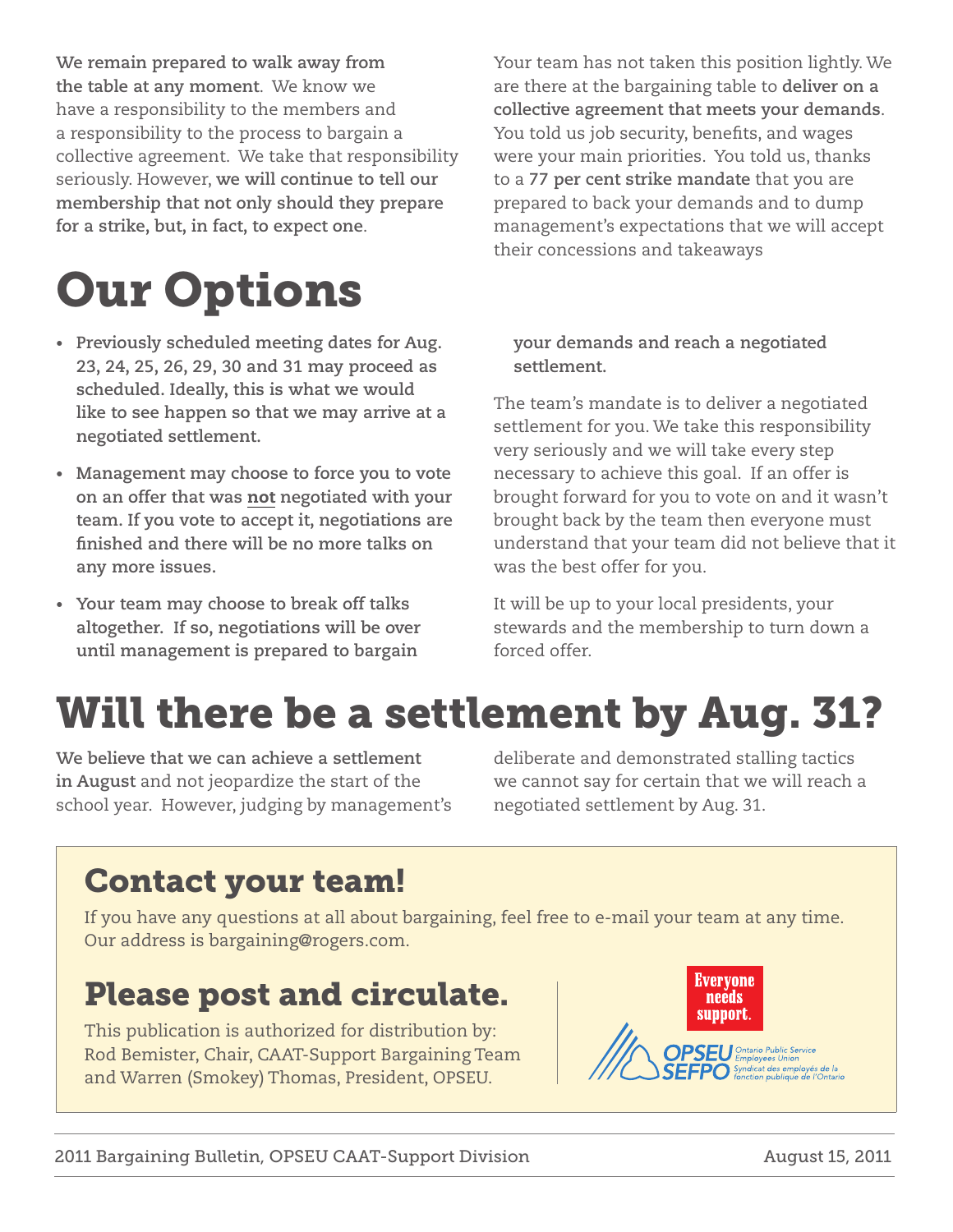**We remain prepared to walk away from the table at any moment**. We know we have a responsibility to the members and a responsibility to the process to bargain a collective agreement. We take that responsibility seriously. However, **we will continue to tell our membership that not only should they prepare for a strike, but, in fact, to expect one**.

Your team has not taken this position lightly. We are there at the bargaining table to **deliver on a collective agreement that meets your demands**. You told us job security, benefits, and wages were your main priorities. You told us, thanks to a **77 per cent strike mandate** that you are prepared to back your demands and to dump management's expectations that we will accept their concessions and takeaways

# Our Options

- **Previously scheduled meeting dates for Aug. 23, 24, 25, 26, 29, 30 and 31 may proceed as scheduled. Ideally, this is what we would like to see happen so that we may arrive at a negotiated settlement.**
- **Management may choose to force you to vote on an offer that was <u>not</u> negotiated with your team. If you vote to accept it, negotiations are finished and there will be no more talks on any more issues.**
- **Your team may choose to break off talks altogether. If so, negotiations will be over until management is prepared to bargain your demands and reach a negotiated settlement.**

The team's mandate is to deliver a negotiated settlement for you. We take this responsibility very seriously and we will take every step necessary to achieve this goal. If an offer is brought forward for you to vote on and it wasn't brought back by the team then everyone must understand that your team did not believe that it was the best offer for you.

It will be up to your local presidents, your stewards and the membership to turn down a forced offer.

# Will there be a settlement by Aug. 31?

**We believe that we can achieve a settlement in August** and not jeopardize the start of the school year. However, judging by management's deliberate and demonstrated stalling tactics we cannot say for certain that we will reach a negotiated settlement by Aug. 31.

## Contact your team!

If you have any questions at all about bargaining, feel free to e-mail your team at any time. Our address is bargaining@rogers.com.

## Please post and circulate.

This publication is authorized for distribution by:
Rod Bemister, Chair, CAAT-Support Bargaining Team
and Warren (Smokey) Thomas, President, OPSEU.

Everyone needs support.

OPSEU SEFPO Ontario Public Service Employees Union
Syndicat des employés de la fonction publique de l'Ontario

2011 Bargaining Bulletin, OPSEU CAAT-Support Division — August 15, 2011